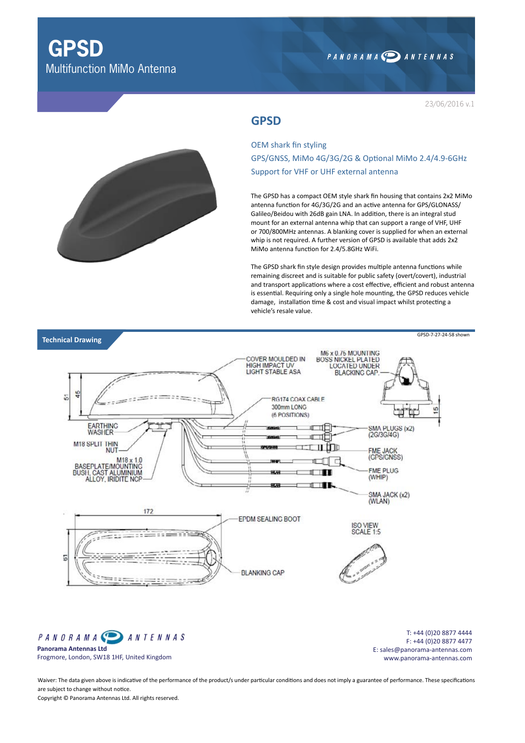# GPSD

Multifunction MiMo Antenna

23/06/2016 v.1

## GPSD

OEM shark fin styling

GPS/GNSS, MiMo 4G/3G/2G & Optional MiMo 2.4/4.9-6GHz

Support for VHF or UHF external antenna

The GPSD has a compact OEM style shark fin housing that contains 2x2 MiMo antenna function for 4G/3G/2G and an active antenna for GPS/GLONASS/Galileo/Beidou with 26dB gain LNA. In addition, there is an integral stud mount for an external antenna whip that can support a range of VHF, UHF or 700/800MHz antennas. A blanking cover is supplied for when an external whip is not required. A further version of GPSD is available that adds 2x2 MiMo antenna function for 2.4/5.8GHz WiFi.

The GPSD shark fin style design provides multiple antenna functions while remaining discreet and is suitable for public safety (overt/covert), industrial and transport applications where a cost effective, efficient and robust antenna is essential. Requiring only a single hole mounting, the GPSD reduces vehicle damage, installation time & cost and visual impact whilst protecting a vehicle's resale value.

## Technical Drawing

GPSD-7-27-24-58 shown

- COVER MOULDED IN HIGH IMPACT UV LIGHT STABLE ASA
- M6 x 0.75 MOUNTING BOSS NICKEL PLATED LOCATED UNDER BLACKING CAP.
- RG174 COAX CABLE 300mm LONG (6 POSITIONS)
- EARTHING WASHER
- M18 SPLIT THIN NUT
- M18 x 1.0 BASEPLATE/MOUNTING BUSH, CAST ALUMINIUM ALLOY, IRIDITE NCP
- SMA PLUGS (x2) (2G/3G/4G)
- FME JACK (GPS/GNSS)
- FME PLUG (WHIP)
- SMA JACK (x2) (WLAN)
- EPDM SEALING BOOT
- BLANKING CAP
- ISO VIEW SCALE 1:5

Dimensions: 51, 45, 15, 172, 61

**Panorama Antennas Ltd**
Frogmore, London, SW18 1HF, United Kingdom

T: +44 (0)20 8877 4444
F: +44 (0)20 8877 4477
E: sales@panorama-antennas.com
www.panorama-antennas.com

Waiver: The data given above is indicative of the performance of the product/s under particular conditions and does not imply a guarantee of performance. These specifications are subject to change without notice.

Copyright © Panorama Antennas Ltd. All rights reserved.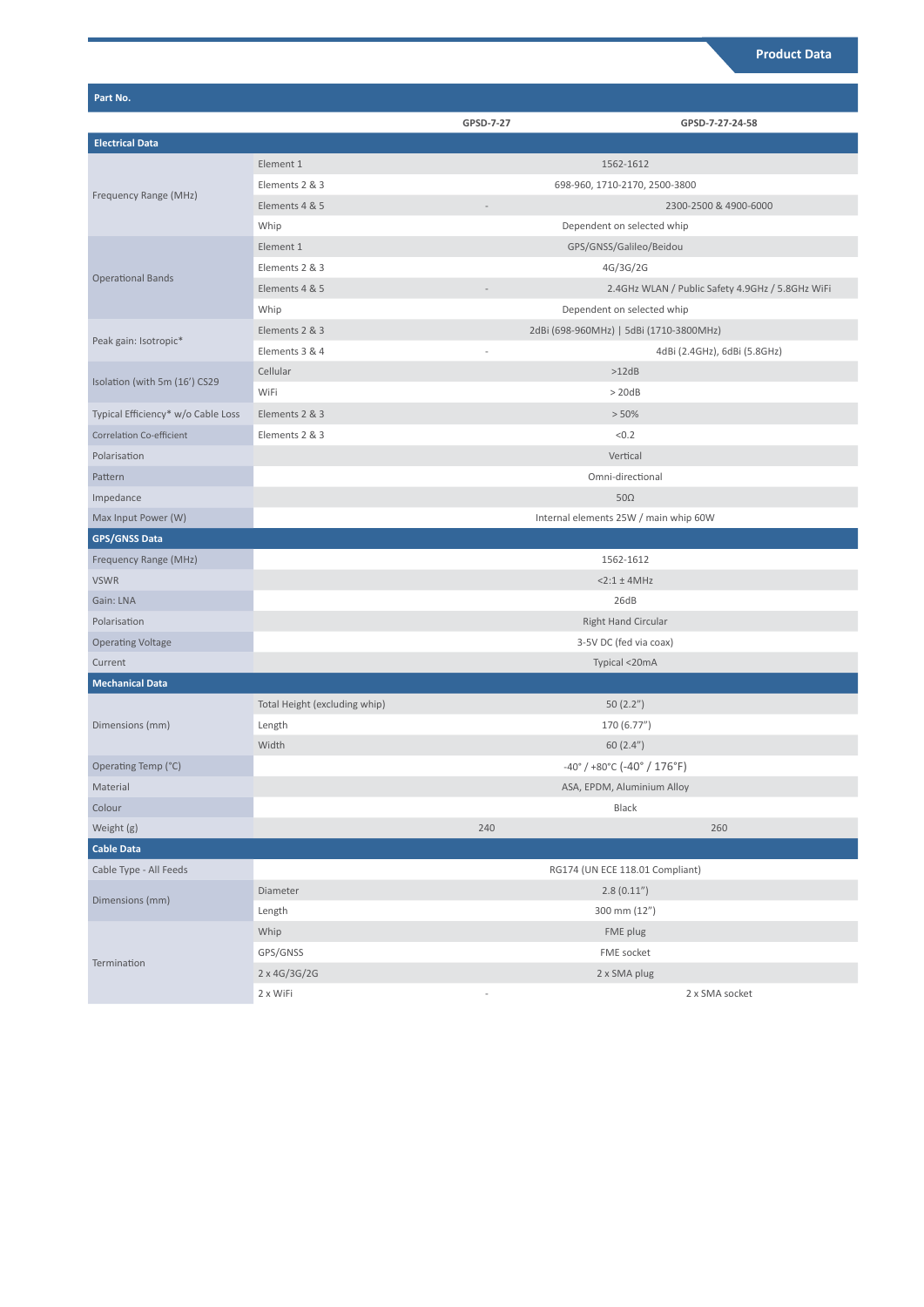## Product Data

| Part No. | | GPSD-7-27 | GPSD-7-27-24-58 |
|---|---|---|---|
| **Electrical Data** | | | |
| Frequency Range (MHz) | Element 1 | 1562-1612 | |
| | Elements 2 & 3 | 698-960, 1710-2170, 2500-3800 | |
| | Elements 4 & 5 | - | 2300-2500 & 4900-6000 |
| | Whip | Dependent on selected whip | |
| Operational Bands | Element 1 | GPS/GNSS/Galileo/Beidou | |
| | Elements 2 & 3 | 4G/3G/2G | |
| | Elements 4 & 5 | - | 2.4GHz WLAN / Public Safety 4.9GHz / 5.8GHz WiFi |
| | Whip | Dependent on selected whip | |
| Peak gain: Isotropic* | Elements 2 & 3 | 2dBi (698-960MHz) \| 5dBi (1710-3800MHz) | |
| | Elements 3 & 4 | - | 4dBi (2.4GHz), 6dBi (5.8GHz) |
| Isolation (with 5m (16') CS29 | Cellular | >12dB | |
| | WiFi | > 20dB | |
| Typical Efficiency* w/o Cable Loss | Elements 2 & 3 | > 50% | |
| Correlation Co-efficient | Elements 2 & 3 | <0.2 | |
| Polarisation | | Vertical | |
| Pattern | | Omni-directional | |
| Impedance | | 50Ω | |
| Max Input Power (W) | | Internal elements 25W / main whip 60W | |
| **GPS/GNSS Data** | | | |
| Frequency Range (MHz) | | 1562-1612 | |
| VSWR | | <2:1 ± 4MHz | |
| Gain: LNA | | 26dB | |
| Polarisation | | Right Hand Circular | |
| Operating Voltage | | 3-5V DC (fed via coax) | |
| Current | | Typical <20mA | |
| **Mechanical Data** | | | |
| Dimensions (mm) | Total Height (excluding whip) | 50 (2.2") | |
| | Length | 170 (6.77") | |
| | Width | 60 (2.4") | |
| Operating Temp (°C) | | -40° / +80°C (-40° / 176°F) | |
| Material | | ASA, EPDM, Aluminium Alloy | |
| Colour | | Black | |
| Weight (g) | | 240 | 260 |
| **Cable Data** | | | |
| Cable Type - All Feeds | | RG174 (UN ECE 118.01 Compliant) | |
| Dimensions (mm) | Diameter | 2.8 (0.11") | |
| | Length | 300 mm (12") | |
| Termination | Whip | FME plug | |
| | GPS/GNSS | FME socket | |
| | 2 x 4G/3G/2G | 2 x SMA plug | |
| | 2 x WiFi | - | 2 x SMA socket |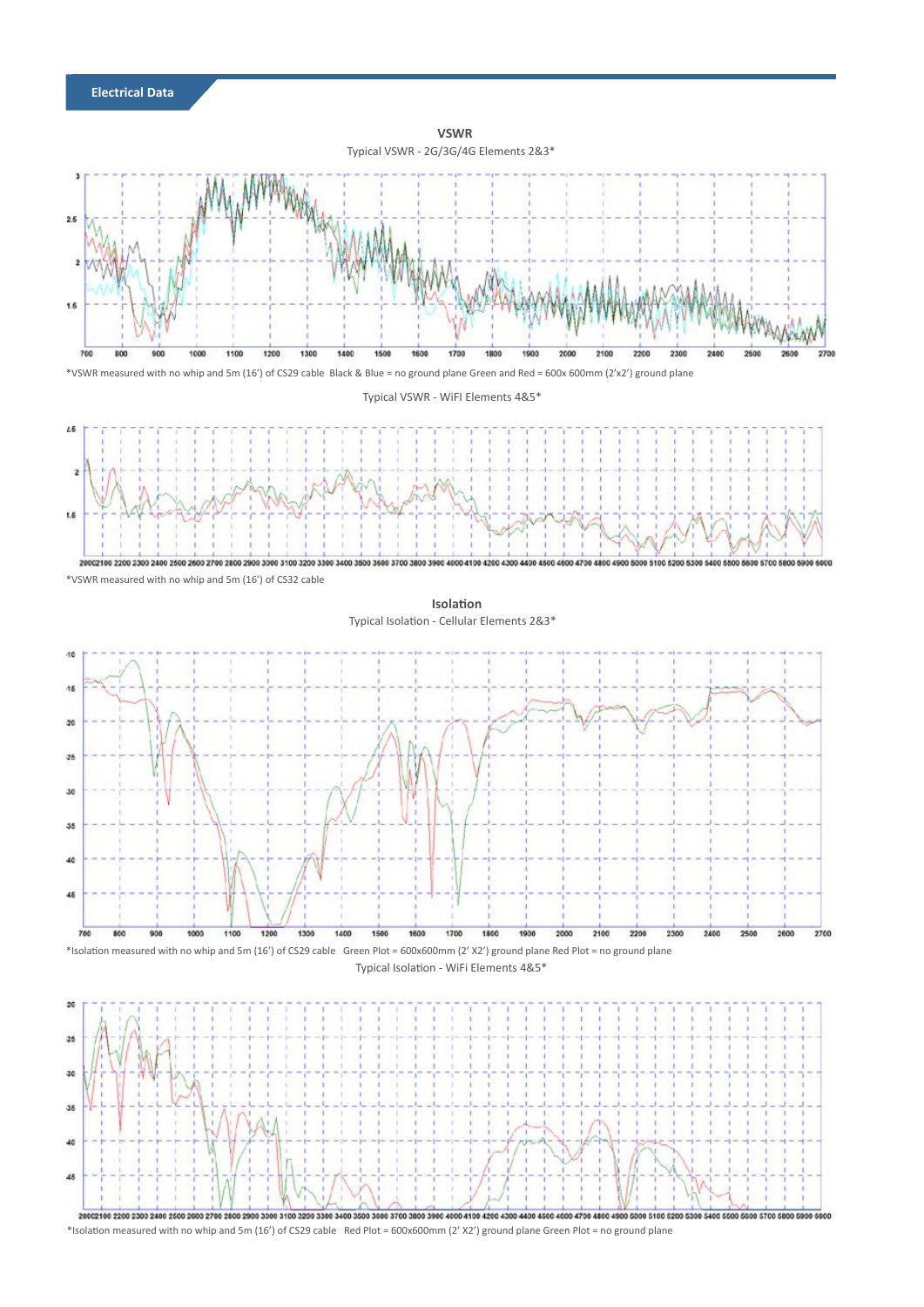## Electrical Data

### VSWR

Typical VSWR - 2G/3G/4G Elements 2&3*

*VSWR measured with no whip and 5m (16') of CS29 cable Black & Blue = no ground plane Green and Red = 600x 600mm (2'x2') ground plane

Typical VSWR - WiFI Elements 4&5*

*VSWR measured with no whip and 5m (16') of CS32 cable

### Isolation

Typical Isolation - Cellular Elements 2&3*

*Isolation measured with no whip and 5m (16') of CS29 cable Green Plot = 600x600mm (2' X2') ground plane Red Plot = no ground plane

Typical Isolation - WiFi Elements 4&5*

*Isolation measured with no whip and 5m (16') of CS29 cable Red Plot = 600x600mm (2' X2') ground plane Green Plot = no ground plane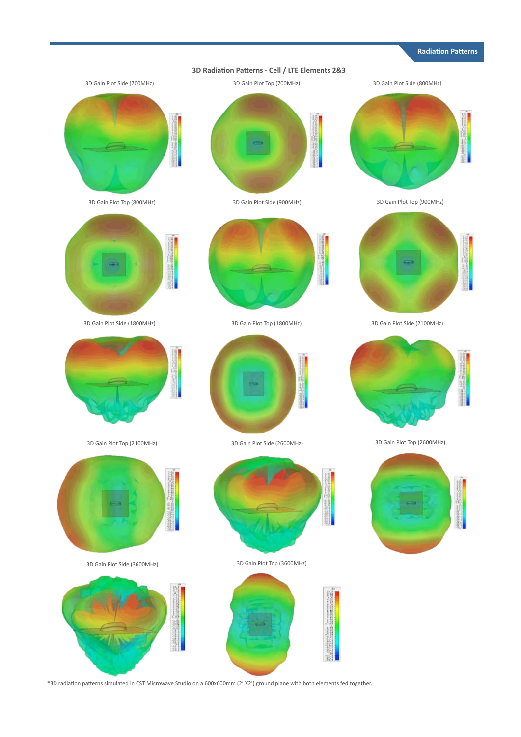## 3D Radiation Patterns - Cell / LTE Elements 2&3

3D Gain Plot Side (700MHz)

3D Gain Plot Top (700MHz)

3D Gain Plot Side (800MHz)

3D Gain Plot Top (800MHz)

3D Gain Plot Side (900MHz)

3D Gain Plot Top (900MHz)

3D Gain Plot Side (1800MHz)

3D Gain Plot Top (1800MHz)

3D Gain Plot Side (2100MHz)

3D Gain Plot Top (2100MHz)

3D Gain Plot Side (2600MHz)

3D Gain Plot Top (2600MHz)

3D Gain Plot Side (3600MHz)

3D Gain Plot Top (3600MHz)

*3D radiation patterns simulated in CST Microwave Studio on a 600x600mm (2' X2') ground plane with both elements fed together.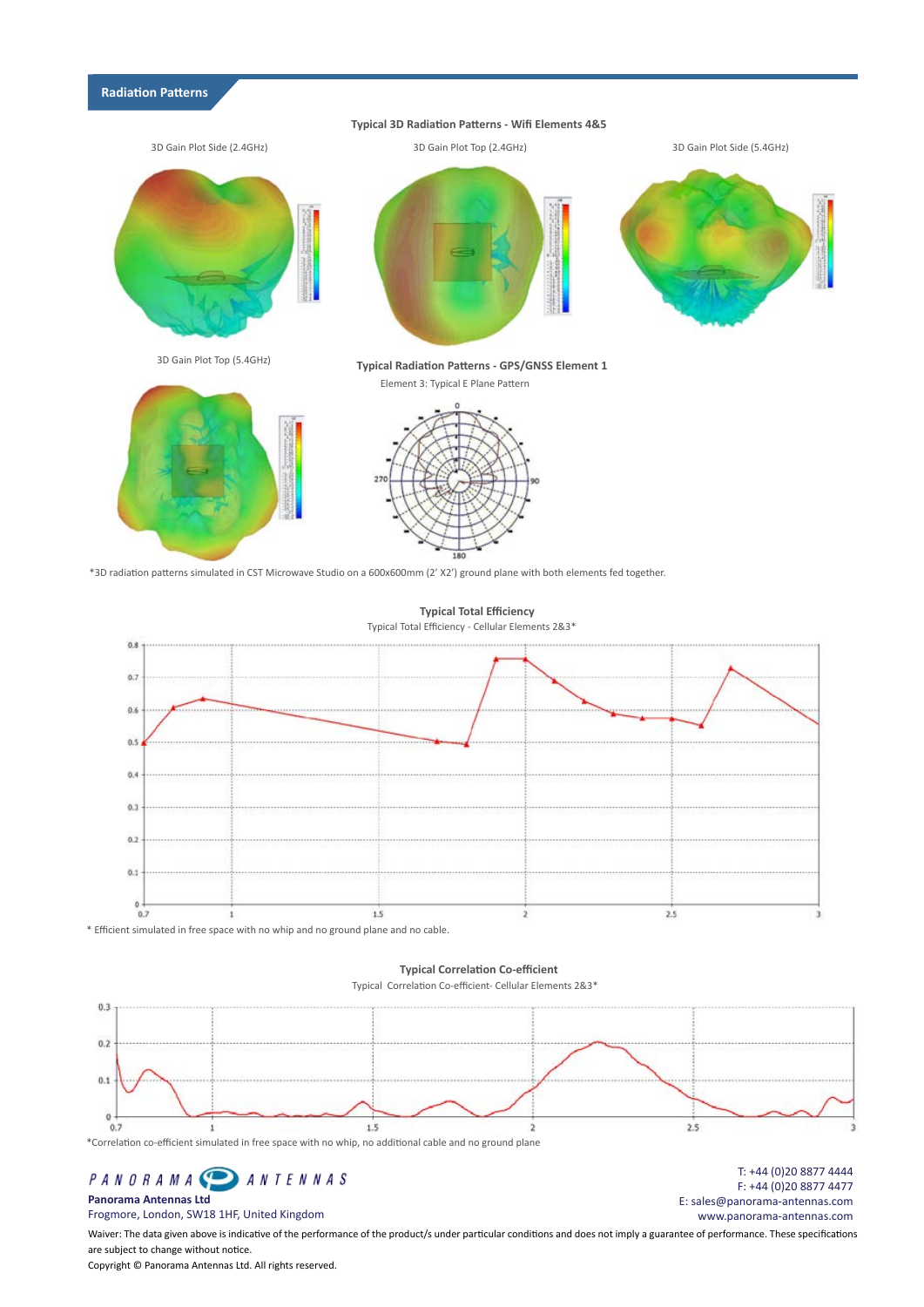## Radiation Patterns

### Typical 3D Radiation Patterns - Wifi Elements 4&5

3D Gain Plot Side (2.4GHz)

3D Gain Plot Top (2.4GHz)

3D Gain Plot Side (5.4GHz)

3D Gain Plot Top (5.4GHz)

### Typical Radiation Patterns - GPS/GNSS Element 1

Element 3: Typical E Plane Pattern

0
90
180
270

*3D radiation patterns simulated in CST Microwave Studio on a 600x600mm (2' X2') ground plane with both elements fed together.

### Typical Total Efficiency

Typical Total Efficiency - Cellular Elements 2&3*

0.8
0.7
0.6
0.5
0.4
0.3
0.2
0.1
0
0.7
1
1.5
2
2.5
3

* Efficient simulated in free space with no whip and no ground plane and no cable.

### Typical Correlation Co-efficient

Typical Correlation Co-efficient- Cellular Elements 2&3*

0.3
0.2
0.1
0
0.7
1
1.5
2
2.5
3

*Correlation co-efficient simulated in free space with no whip, no additional cable and no ground plane

PANORAMA ANTENNAS

**Panorama Antennas Ltd**
Frogmore, London, SW18 1HF, United Kingdom

T: +44 (0)20 8877 4444
F: +44 (0)20 8877 4477
E: sales@panorama-antennas.com
www.panorama-antennas.com

Waiver: The data given above is indicative of the performance of the product/s under particular conditions and does not imply a guarantee of performance. These specifications are subject to change without notice.

Copyright © Panorama Antennas Ltd. All rights reserved.